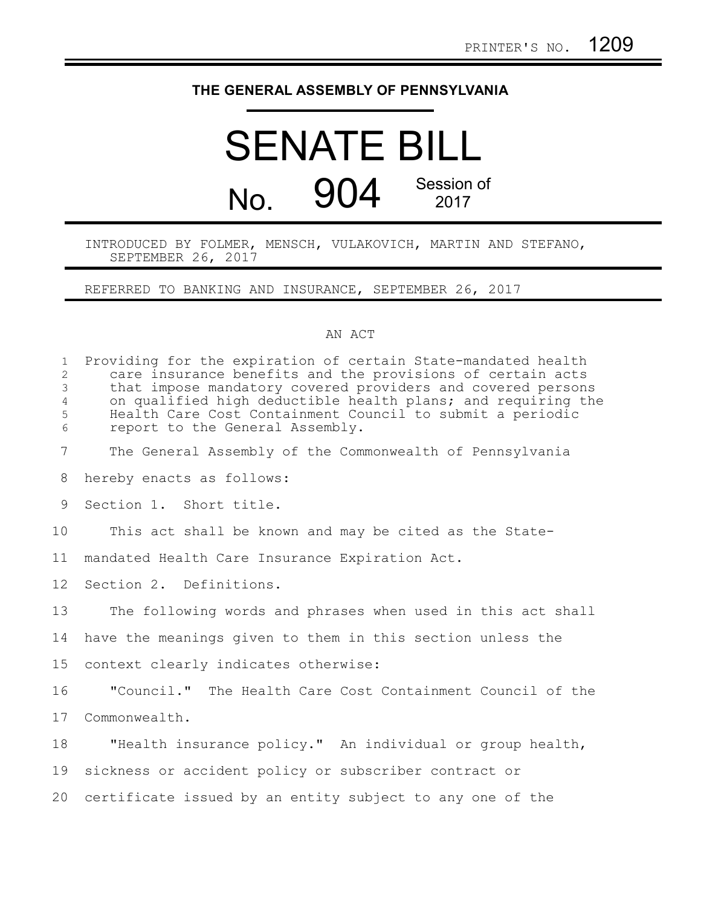PRINTER'S NO. 1209

**THE GENERAL ASSEMBLY OF PENNSYLVANIA**

# SENATE BILL

# No. 904

Session of 2017

INTRODUCED BY FOLMER, MENSCH, VULAKOVICH, MARTIN AND STEFANO, SEPTEMBER 26, 2017

REFERRED TO BANKING AND INSURANCE, SEPTEMBER 26, 2017

AN ACT

Providing for the expiration of certain State-mandated health care insurance benefits and the provisions of certain acts that impose mandatory covered providers and covered persons on qualified high deductible health plans; and requiring the Health Care Cost Containment Council to submit a periodic report to the General Assembly.

The General Assembly of the Commonwealth of Pennsylvania hereby enacts as follows:

Section 1. Short title.

This act shall be known and may be cited as the State-mandated Health Care Insurance Expiration Act.

Section 2. Definitions.

The following words and phrases when used in this act shall have the meanings given to them in this section unless the context clearly indicates otherwise:

"Council." The Health Care Cost Containment Council of the Commonwealth.

"Health insurance policy." An individual or group health, sickness or accident policy or subscriber contract or certificate issued by an entity subject to any one of the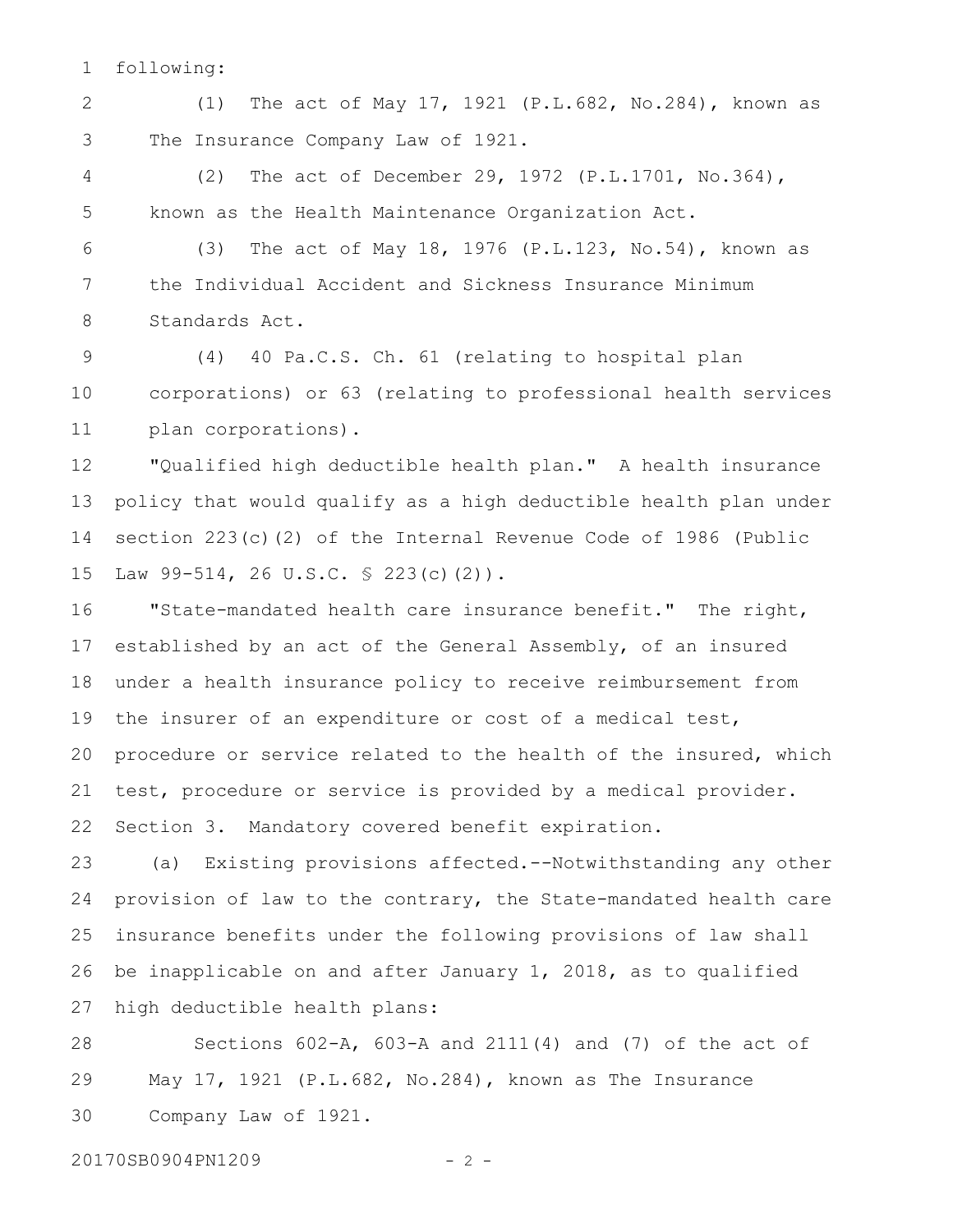following:

(1) The act of May 17, 1921 (P.L.682, No.284), known as The Insurance Company Law of 1921.

(2) The act of December 29, 1972 (P.L.1701, No.364), known as the Health Maintenance Organization Act.

(3) The act of May 18, 1976 (P.L.123, No.54), known as the Individual Accident and Sickness Insurance Minimum Standards Act.

(4) 40 Pa.C.S. Ch. 61 (relating to hospital plan corporations) or 63 (relating to professional health services plan corporations).

"Qualified high deductible health plan." A health insurance policy that would qualify as a high deductible health plan under section 223(c)(2) of the Internal Revenue Code of 1986 (Public Law 99-514, 26 U.S.C. § 223(c)(2)).

"State-mandated health care insurance benefit." The right, established by an act of the General Assembly, of an insured under a health insurance policy to receive reimbursement from the insurer of an expenditure or cost of a medical test, procedure or service related to the health of the insured, which test, procedure or service is provided by a medical provider.

Section 3. Mandatory covered benefit expiration.

(a) Existing provisions affected.--Notwithstanding any other provision of law to the contrary, the State-mandated health care insurance benefits under the following provisions of law shall be inapplicable on and after January 1, 2018, as to qualified high deductible health plans:

Sections 602-A, 603-A and 2111(4) and (7) of the act of May 17, 1921 (P.L.682, No.284), known as The Insurance Company Law of 1921.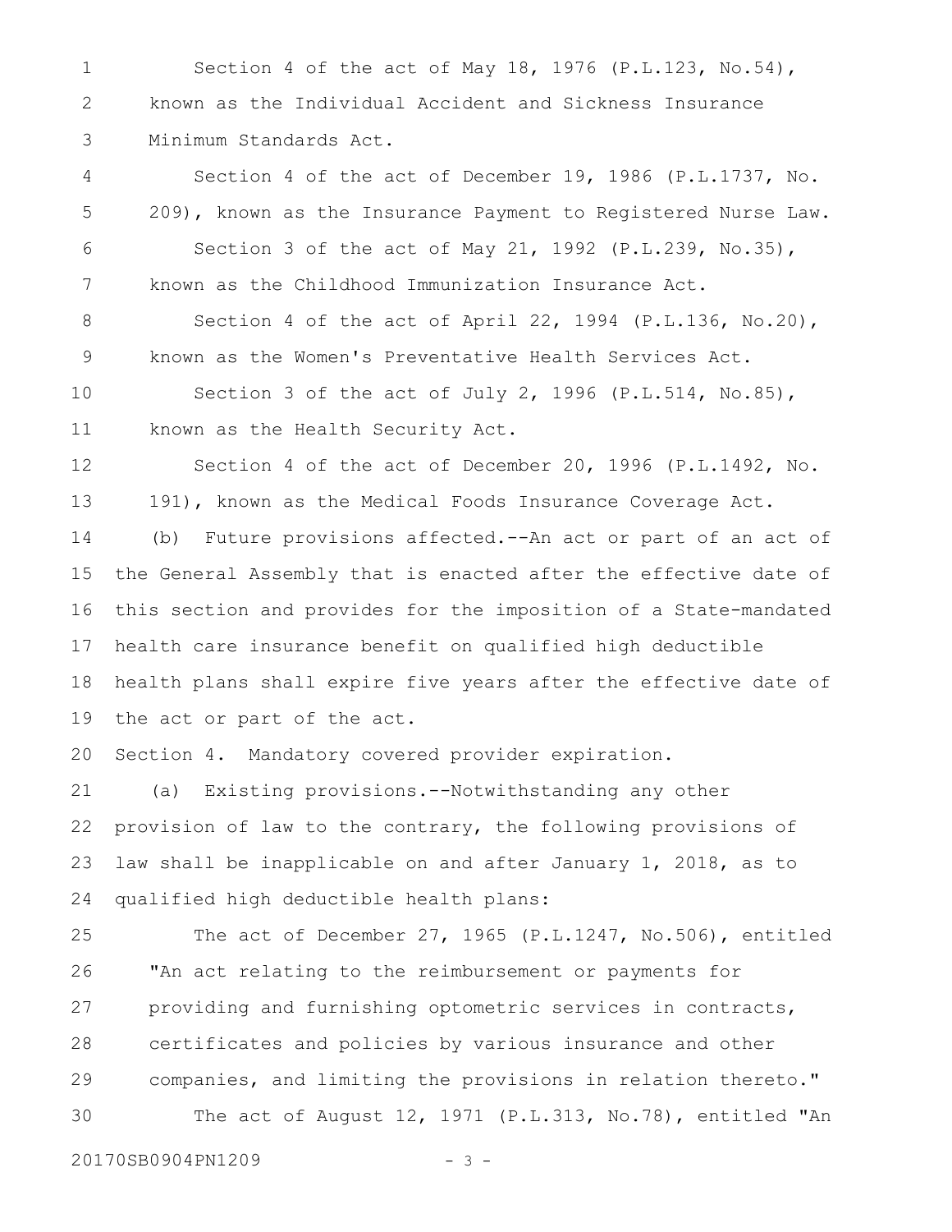Section 4 of the act of May 18, 1976 (P.L.123, No.54), known as the Individual Accident and Sickness Insurance Minimum Standards Act.

Section 4 of the act of December 19, 1986 (P.L.1737, No. 209), known as the Insurance Payment to Registered Nurse Law.

Section 3 of the act of May 21, 1992 (P.L.239, No.35), known as the Childhood Immunization Insurance Act.

Section 4 of the act of April 22, 1994 (P.L.136, No.20), known as the Women's Preventative Health Services Act.

Section 3 of the act of July 2, 1996 (P.L.514, No.85), known as the Health Security Act.

Section 4 of the act of December 20, 1996 (P.L.1492, No. 191), known as the Medical Foods Insurance Coverage Act.

(b) Future provisions affected.--An act or part of an act of the General Assembly that is enacted after the effective date of this section and provides for the imposition of a State-mandated health care insurance benefit on qualified high deductible health plans shall expire five years after the effective date of the act or part of the act.

Section 4. Mandatory covered provider expiration.

(a) Existing provisions.--Notwithstanding any other provision of law to the contrary, the following provisions of law shall be inapplicable on and after January 1, 2018, as to qualified high deductible health plans:

The act of December 27, 1965 (P.L.1247, No.506), entitled "An act relating to the reimbursement or payments for providing and furnishing optometric services in contracts, certificates and policies by various insurance and other companies, and limiting the provisions in relation thereto."

The act of August 12, 1971 (P.L.313, No.78), entitled "An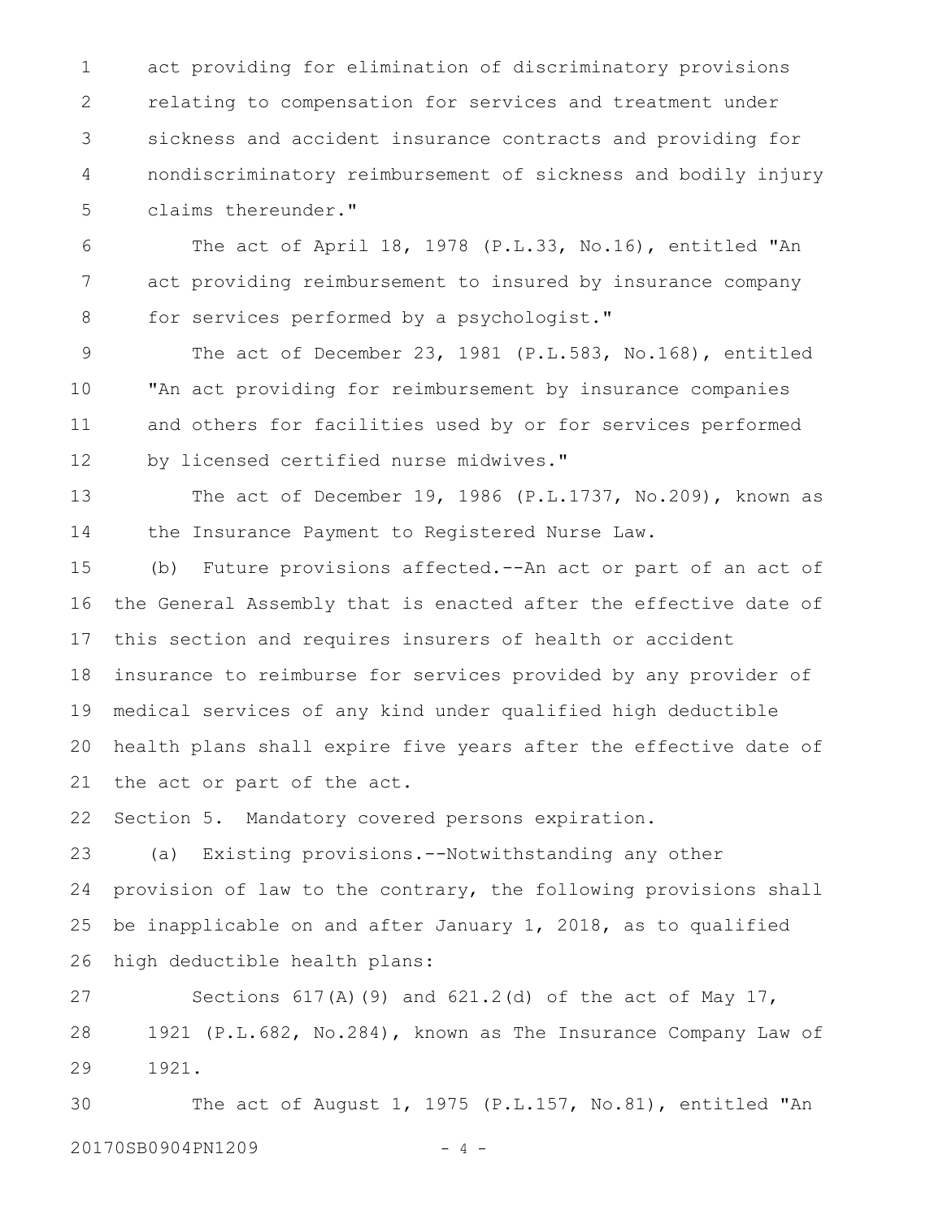act providing for elimination of discriminatory provisions relating to compensation for services and treatment under sickness and accident insurance contracts and providing for nondiscriminatory reimbursement of sickness and bodily injury claims thereunder."

The act of April 18, 1978 (P.L.33, No.16), entitled "An act providing reimbursement to insured by insurance company for services performed by a psychologist."

The act of December 23, 1981 (P.L.583, No.168), entitled "An act providing for reimbursement by insurance companies and others for facilities used by or for services performed by licensed certified nurse midwives."

The act of December 19, 1986 (P.L.1737, No.209), known as the Insurance Payment to Registered Nurse Law.

(b) Future provisions affected.--An act or part of an act of the General Assembly that is enacted after the effective date of this section and requires insurers of health or accident insurance to reimburse for services provided by any provider of medical services of any kind under qualified high deductible health plans shall expire five years after the effective date of the act or part of the act.

Section 5. Mandatory covered persons expiration.

(a) Existing provisions.--Notwithstanding any other provision of law to the contrary, the following provisions shall be inapplicable on and after January 1, 2018, as to qualified high deductible health plans:

Sections 617(A)(9) and 621.2(d) of the act of May 17, 1921 (P.L.682, No.284), known as The Insurance Company Law of 1921.

The act of August 1, 1975 (P.L.157, No.81), entitled "An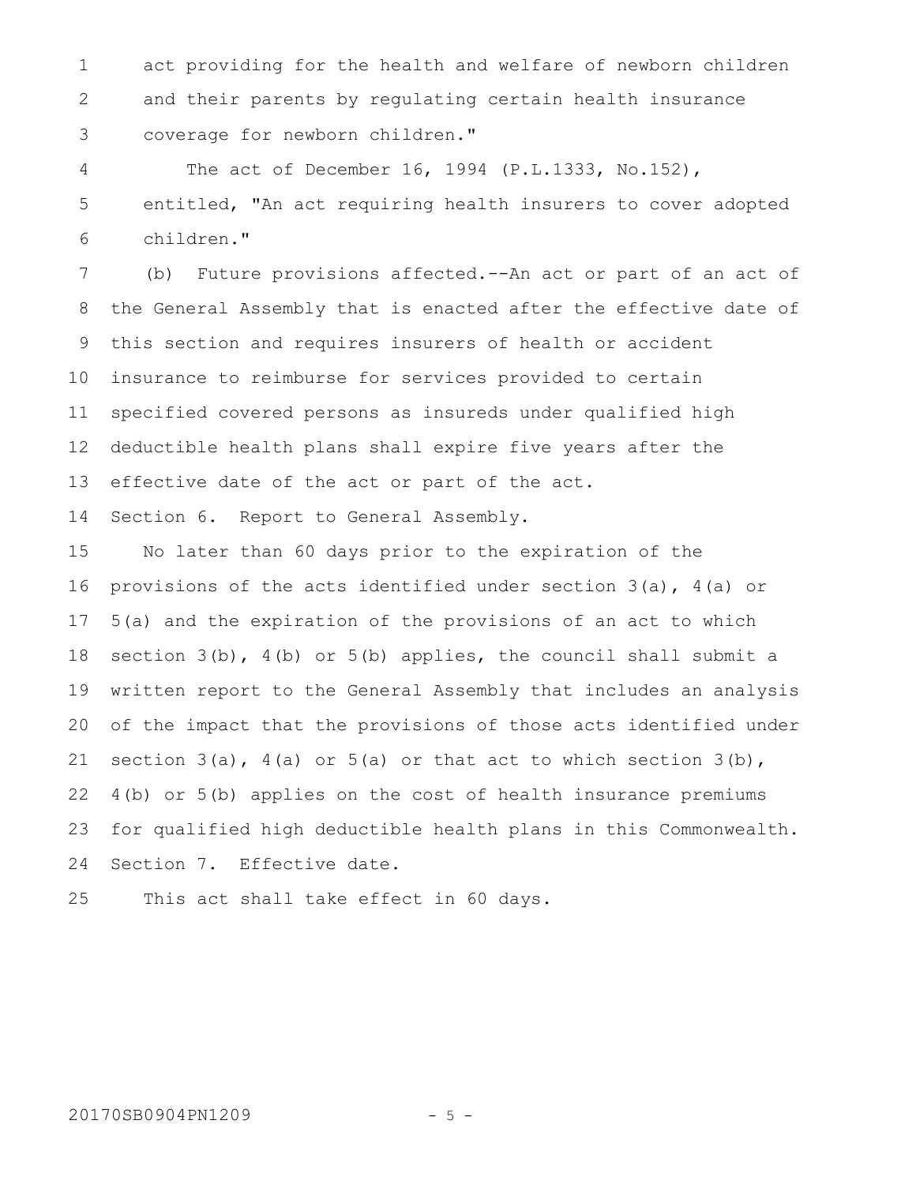act providing for the health and welfare of newborn children and their parents by regulating certain health insurance coverage for newborn children."

The act of December 16, 1994 (P.L.1333, No.152), entitled, "An act requiring health insurers to cover adopted children."

(b) Future provisions affected.--An act or part of an act of the General Assembly that is enacted after the effective date of this section and requires insurers of health or accident insurance to reimburse for services provided to certain specified covered persons as insureds under qualified high deductible health plans shall expire five years after the effective date of the act or part of the act.

Section 6. Report to General Assembly.

No later than 60 days prior to the expiration of the provisions of the acts identified under section 3(a), 4(a) or 5(a) and the expiration of the provisions of an act to which section 3(b), 4(b) or 5(b) applies, the council shall submit a written report to the General Assembly that includes an analysis of the impact that the provisions of those acts identified under section 3(a), 4(a) or 5(a) or that act to which section 3(b), 4(b) or 5(b) applies on the cost of health insurance premiums for qualified high deductible health plans in this Commonwealth.

Section 7. Effective date.

This act shall take effect in 60 days.